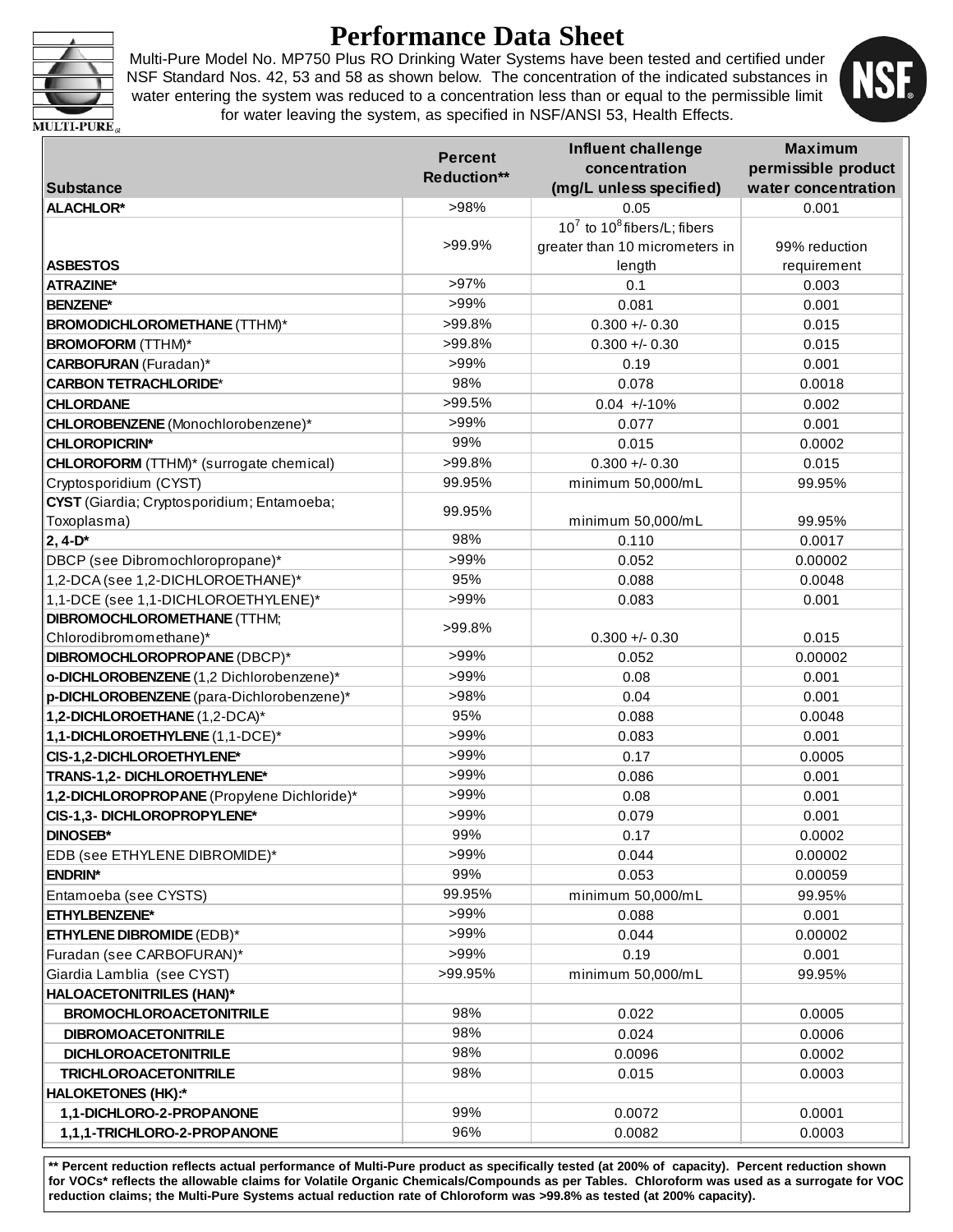# Performance Data Sheet

MULTI-PURE®

Multi-Pure Model No. MP750 Plus RO Drinking Water Systems have been tested and certified under NSF Standard Nos. 42, 53 and 58 as shown below. The concentration of the indicated substances in water entering the system was reduced to a concentration less than or equal to the permissible limit for water leaving the system, as specified in NSF/ANSI 53, Health Effects.

NSF®

| Substance | Percent Reduction** | Influent challenge concentration (mg/L unless specified) | Maximum permissible product water concentration |
|---|---|---|---|
| **ALACHLOR*** | >98% | 0.05 | 0.001 |
| **ASBESTOS** | >99.9% | $10^7$ to $10^8$ fibers/L; fibers greater than 10 micrometers in length | 99% reduction requirement |
| **ATRAZINE*** | >97% | 0.1 | 0.003 |
| **BENZENE*** | >99% | 0.081 | 0.001 |
| **BROMODICHLOROMETHANE** (TTHM)* | >99.8% | 0.300 +/- 0.30 | 0.015 |
| **BROMOFORM** (TTHM)* | >99.8% | 0.300 +/- 0.30 | 0.015 |
| **CARBOFURAN** (Furadan)* | >99% | 0.19 | 0.001 |
| **CARBON TETRACHLORIDE*** | 98% | 0.078 | 0.0018 |
| **CHLORDANE** | >99.5% | 0.04 +/-10% | 0.002 |
| **CHLOROBENZENE** (Monochlorobenzene)* | >99% | 0.077 | 0.001 |
| **CHLOROPICRIN*** | 99% | 0.015 | 0.0002 |
| **CHLOROFORM** (TTHM)* (surrogate chemical) | >99.8% | 0.300 +/- 0.30 | 0.015 |
| Cryptosporidium (CYST) | 99.95% | minimum 50,000/mL | 99.95% |
| **CYST** (Giardia; Cryptosporidium; Entamoeba; Toxoplasma) | 99.95% | minimum 50,000/mL | 99.95% |
| **2, 4-D*** | 98% | 0.110 | 0.0017 |
| DBCP (see Dibromochloropropane)* | >99% | 0.052 | 0.00002 |
| 1,2-DCA (see 1,2-DICHLOROETHANE)* | 95% | 0.088 | 0.0048 |
| 1,1-DCE (see 1,1-DICHLOROETHYLENE)* | >99% | 0.083 | 0.001 |
| **DIBROMOCHLOROMETHANE** (TTHM; Chlorodibromomethane)* | >99.8% | 0.300 +/- 0.30 | 0.015 |
| **DIBROMOCHLOROPROPANE** (DBCP)* | >99% | 0.052 | 0.00002 |
| **o-DICHLOROBENZENE** (1,2 Dichlorobenzene)* | >99% | 0.08 | 0.001 |
| **p-DICHLOROBENZENE** (para-Dichlorobenzene)* | >98% | 0.04 | 0.001 |
| **1,2-DICHLOROETHANE** (1,2-DCA)* | 95% | 0.088 | 0.0048 |
| **1,1-DICHLOROETHYLENE** (1,1-DCE)* | >99% | 0.083 | 0.001 |
| **CIS-1,2-DICHLOROETHYLENE*** | >99% | 0.17 | 0.0005 |
| **TRANS-1,2- DICHLOROETHYLENE*** | >99% | 0.086 | 0.001 |
| **1,2-DICHLOROPROPANE** (Propylene Dichloride)* | >99% | 0.08 | 0.001 |
| **CIS-1,3- DICHLOROPROPYLENE*** | >99% | 0.079 | 0.001 |
| **DINOSEB*** | 99% | 0.17 | 0.0002 |
| EDB (see ETHYLENE DIBROMIDE)* | >99% | 0.044 | 0.00002 |
| **ENDRIN*** | 99% | 0.053 | 0.00059 |
| Entamoeba (see CYSTS) | 99.95% | minimum 50,000/mL | 99.95% |
| **ETHYLBENZENE*** | >99% | 0.088 | 0.001 |
| **ETHYLENE DIBROMIDE** (EDB)* | >99% | 0.044 | 0.00002 |
| Furadan (see CARBOFURAN)* | >99% | 0.19 | 0.001 |
| Giardia Lamblia (see CYST) | >99.95% | minimum 50,000/mL | 99.95% |
| **HALOACETONITRILES (HAN)*** | | | |
| **BROMOCHLOROACETONITRILE** | 98% | 0.022 | 0.0005 |
| **DIBROMOACETONITRILE** | 98% | 0.024 | 0.0006 |
| **DICHLOROACETONITRILE** | 98% | 0.0096 | 0.0002 |
| **TRICHLOROACETONITRILE** | 98% | 0.015 | 0.0003 |
| **HALOKETONES (HK):*** | | | |
| **1,1-DICHLORO-2-PROPANONE** | 99% | 0.0072 | 0.0001 |
| **1,1,1-TRICHLORO-2-PROPANONE** | 96% | 0.0082 | 0.0003 |

**** Percent reduction reflects actual performance of Multi-Pure product as specifically tested (at 200% of capacity). Percent reduction shown for VOCs* reflects the allowable claims for Volatile Organic Chemicals/Compounds as per Tables. Chloroform was used as a surrogate for VOC reduction claims; the Multi-Pure Systems actual reduction rate of Chloroform was >99.8% as tested (at 200% capacity).**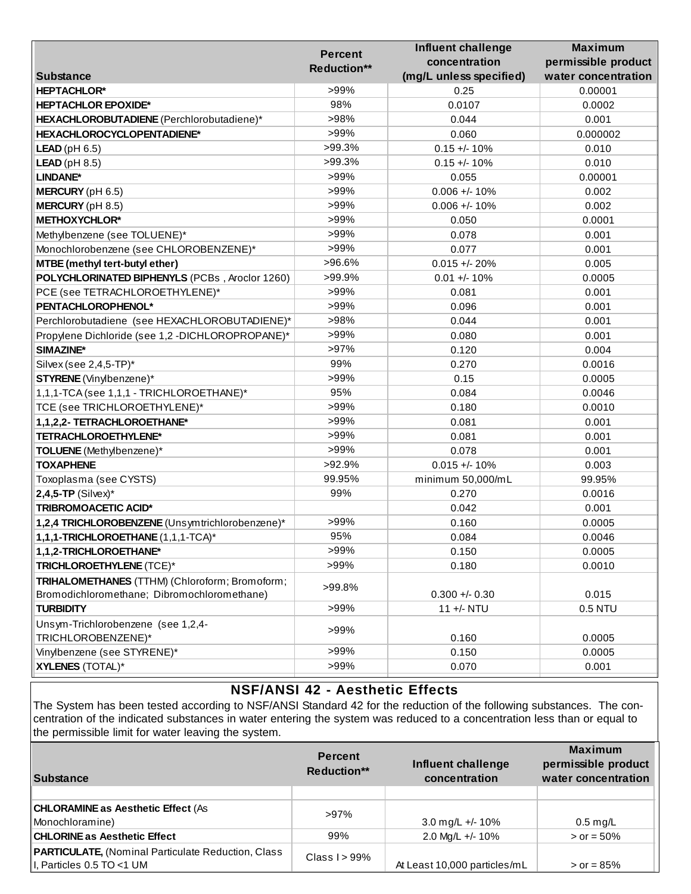| Substance | Percent Reduction** | Influent challenge concentration (mg/L unless specified) | Maximum permissible product water concentration |
|---|---|---|---|
| **HEPTACHLOR*** | >99% | 0.25 | 0.00001 |
| **HEPTACHLOR EPOXIDE*** | 98% | 0.0107 | 0.0002 |
| **HEXACHLOROBUTADIENE** (Perchlorobutadiene)* | >98% | 0.044 | 0.001 |
| **HEXACHLOROCYCLOPENTADIENE*** | >99% | 0.060 | 0.000002 |
| **LEAD** (pH 6.5) | >99.3% | 0.15 +/- 10% | 0.010 |
| **LEAD** (pH 8.5) | >99.3% | 0.15 +/- 10% | 0.010 |
| **LINDANE*** | >99% | 0.055 | 0.00001 |
| **MERCURY** (pH 6.5) | >99% | 0.006 +/- 10% | 0.002 |
| **MERCURY** (pH 8.5) | >99% | 0.006 +/- 10% | 0.002 |
| **METHOXYCHLOR*** | >99% | 0.050 | 0.0001 |
| Methylbenzene (see TOLUENE)* | >99% | 0.078 | 0.001 |
| Monochlorobenzene (see CHLOROBENZENE)* | >99% | 0.077 | 0.001 |
| **MTBE (methyl tert-butyl ether)** | >96.6% | 0.015 +/- 20% | 0.005 |
| **POLYCHLORINATED BIPHENYLS** (PCBs , Aroclor 1260) | >99.9% | 0.01 +/- 10% | 0.0005 |
| PCE (see TETRACHLOROETHYLENE)* | >99% | 0.081 | 0.001 |
| **PENTACHLOROPHENOL*** | >99% | 0.096 | 0.001 |
| Perchlorobutadiene (see HEXACHLOROBUTADIENE)* | >98% | 0.044 | 0.001 |
| Propylene Dichloride (see 1,2 -DICHLOROPROPANE)* | >99% | 0.080 | 0.001 |
| **SIMAZINE*** | >97% | 0.120 | 0.004 |
| Silvex (see 2,4,5-TP)* | 99% | 0.270 | 0.0016 |
| **STYRENE** (Vinylbenzene)* | >99% | 0.15 | 0.0005 |
| 1,1,1-TCA (see 1,1,1 - TRICHLOROETHANE)* | 95% | 0.084 | 0.0046 |
| TCE (see TRICHLOROETHYLENE)* | >99% | 0.180 | 0.0010 |
| **1,1,2,2- TETRACHLOROETHANE*** | >99% | 0.081 | 0.001 |
| **TETRACHLOROETHYLENE*** | >99% | 0.081 | 0.001 |
| **TOLUENE** (Methylbenzene)* | >99% | 0.078 | 0.001 |
| **TOXAPHENE** | >92.9% | 0.015 +/- 10% | 0.003 |
| Toxoplasma (see CYSTS) | 99.95% | minimum 50,000/mL | 99.95% |
| **2,4,5-TP** (Silvex)* | 99% | 0.270 | 0.0016 |
| **TRIBROMOACETIC ACID*** | | 0.042 | 0.001 |
| **1,2,4 TRICHLOROBENZENE** (Unsymtrichlorobenzene)* | >99% | 0.160 | 0.0005 |
| **1,1,1-TRICHLOROETHANE** (1,1,1-TCA)* | 95% | 0.084 | 0.0046 |
| **1,1,2-TRICHLOROETHANE*** | >99% | 0.150 | 0.0005 |
| **TRICHLOROETHYLENE** (TCE)* | >99% | 0.180 | 0.0010 |
| **TRIHALOMETHANES** (TTHM) (Chloroform; Bromoform; Bromodichloromethane; Dibromochloromethane) | >99.8% | 0.300 +/- 0.30 | 0.015 |
| **TURBIDITY** | >99% | 11 +/- NTU | 0.5 NTU |
| Unsym-Trichlorobenzene (see 1,2,4-TRICHLOROBENZENE)* | >99% | 0.160 | 0.0005 |
| Vinylbenzene (see STYRENE)* | >99% | 0.150 | 0.0005 |
| **XYLENES** (TOTAL)* | >99% | 0.070 | 0.001 |

## NSF/ANSI 42 - Aesthetic Effects

The System has been tested according to NSF/ANSI Standard 42 for the reduction of the following substances. The concentration of the indicated substances in water entering the system was reduced to a concentration less than or equal to the permissible limit for water leaving the system.

| Substance | Percent Reduction** | Influent challenge concentration | Maximum permissible product water concentration |
|---|---|---|---|
| | | | |
| **CHLORAMINE as Aesthetic Effect** (As Monochloramine) | >97% | 3.0 mg/L +/- 10% | 0.5 mg/L |
| **CHLORINE as Aesthetic Effect** | 99% | 2.0 Mg/L +/- 10% | > or = 50% |
| **PARTICULATE,** (Nominal Particulate Reduction, Class I, Particles 0.5 TO <1 UM | Class I > 99% | At Least 10,000 particles/mL | > or = 85% |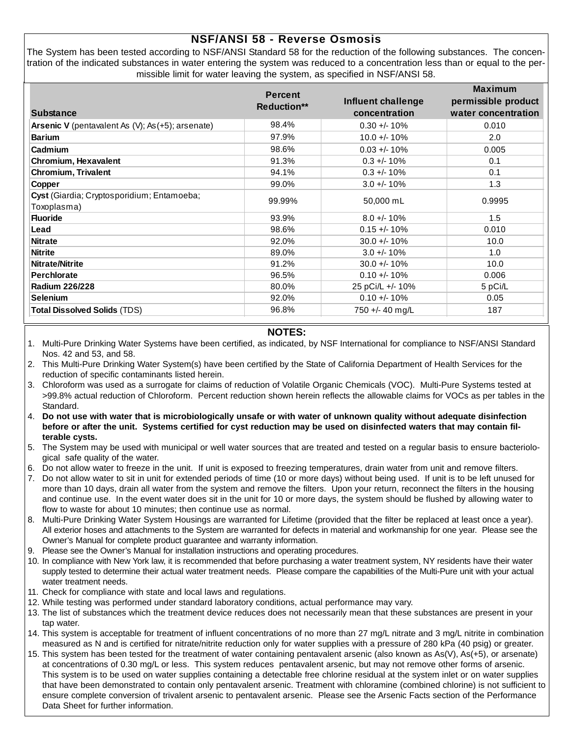## NSF/ANSI 58 - Reverse Osmosis

The System has been tested according to NSF/ANSI Standard 58 for the reduction of the following substances. The concentration of the indicated substances in water entering the system was reduced to a concentration less than or equal to the permissible limit for water leaving the system, as specified in NSF/ANSI 58.

| Substance | Percent Reduction** | Influent challenge concentration | Maximum permissible product water concentration |
|---|---|---|---|
| **Arsenic V** (pentavalent As (V); As(+5); arsenate) | 98.4% | 0.30 +/- 10% | 0.010 |
| **Barium** | 97.9% | 10.0 +/- 10% | 2.0 |
| **Cadmium** | 98.6% | 0.03 +/- 10% | 0.005 |
| **Chromium, Hexavalent** | 91.3% | 0.3 +/- 10% | 0.1 |
| **Chromium, Trivalent** | 94.1% | 0.3 +/- 10% | 0.1 |
| **Copper** | 99.0% | 3.0 +/- 10% | 1.3 |
| **Cyst** (Giardia; Cryptosporidium; Entamoeba; Toxoplasma) | 99.99% | 50,000 mL | 0.9995 |
| **Fluoride** | 93.9% | 8.0 +/- 10% | 1.5 |
| **Lead** | 98.6% | 0.15 +/- 10% | 0.010 |
| **Nitrate** | 92.0% | 30.0 +/- 10% | 10.0 |
| **Nitrite** | 89.0% | 3.0 +/- 10% | 1.0 |
| **Nitrate/Nitrite** | 91.2% | 30.0 +/- 10% | 10.0 |
| **Perchlorate** | 96.5% | 0.10 +/- 10% | 0.006 |
| **Radium 226/228** | 80.0% | 25 pCi/L +/- 10% | 5 pCi/L |
| **Selenium** | 92.0% | 0.10 +/- 10% | 0.05 |
| **Total Dissolved Solids** (TDS) | 96.8% | 750 +/- 40 mg/L | 187 |

### NOTES:

1. Multi-Pure Drinking Water Systems have been certified, as indicated, by NSF International for compliance to NSF/ANSI Standard Nos. 42 and 53, and 58.
2. This Multi-Pure Drinking Water System(s) have been certified by the State of California Department of Health Services for the reduction of specific contaminants listed herein.
3. Chloroform was used as a surrogate for claims of reduction of Volatile Organic Chemicals (VOC). Multi-Pure Systems tested at >99.8% actual reduction of Chloroform. Percent reduction shown herein reflects the allowable claims for VOCs as per tables in the Standard.
4. **Do not use with water that is microbiologically unsafe or with water of unknown quality without adequate disinfection before or after the unit. Systems certified for cyst reduction may be used on disinfected waters that may contain filterable cysts.**
5. The System may be used with municipal or well water sources that are treated and tested on a regular basis to ensure bacteriological safe quality of the water.
6. Do not allow water to freeze in the unit. If unit is exposed to freezing temperatures, drain water from unit and remove filters.
7. Do not allow water to sit in unit for extended periods of time (10 or more days) without being used. If unit is to be left unused for more than 10 days, drain all water from the system and remove the filters. Upon your return, reconnect the filters in the housing and continue use. In the event water does sit in the unit for 10 or more days, the system should be flushed by allowing water to flow to waste for about 10 minutes; then continue use as normal.
8. Multi-Pure Drinking Water System Housings are warranted for Lifetime (provided that the filter be replaced at least once a year). All exterior hoses and attachments to the System are warranted for defects in material and workmanship for one year. Please see the Owner's Manual for complete product guarantee and warranty information.
9. Please see the Owner's Manual for installation instructions and operating procedures.
10. In compliance with New York law, it is recommended that before purchasing a water treatment system, NY residents have their water supply tested to determine their actual water treatment needs. Please compare the capabilities of the Multi-Pure unit with your actual water treatment needs.
11. Check for compliance with state and local laws and regulations.
12. While testing was performed under standard laboratory conditions, actual performance may vary.
13. The list of substances which the treatment device reduces does not necessarily mean that these substances are present in your tap water.
14. This system is acceptable for treatment of influent concentrations of no more than 27 mg/L nitrate and 3 mg/L nitrite in combination measured as N and is certified for nitrate/nitrite reduction only for water supplies with a pressure of 280 kPa (40 psig) or greater.
15. This system has been tested for the treatment of water containing pentavalent arsenic (also known as As(V), As(+5), or arsenate) at concentrations of 0.30 mg/L or less. This system reduces pentavalent arsenic, but may not remove other forms of arsenic. This system is to be used on water supplies containing a detectable free chlorine residual at the system inlet or on water supplies that have been demonstrated to contain only pentavalent arsenic. Treatment with chloramine (combined chlorine) is not sufficient to ensure complete conversion of trivalent arsenic to pentavalent arsenic. Please see the Arsenic Facts section of the Performance Data Sheet for further information.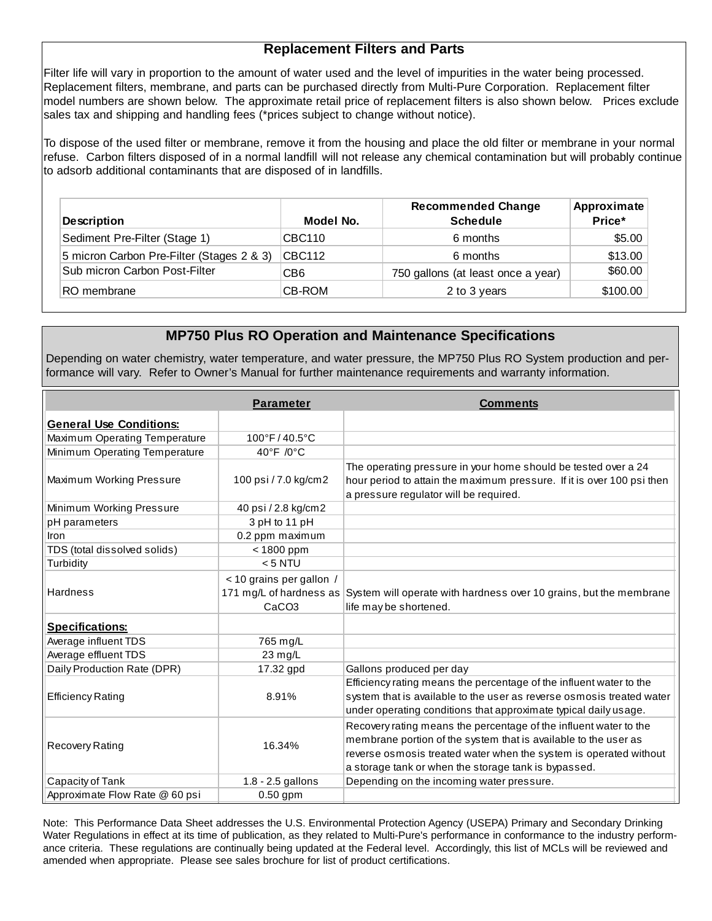## Replacement Filters and Parts

Filter life will vary in proportion to the amount of water used and the level of impurities in the water being processed. Replacement filters, membrane, and parts can be purchased directly from Multi-Pure Corporation. Replacement filter model numbers are shown below. The approximate retail price of replacement filters is also shown below. Prices exclude sales tax and shipping and handling fees (*prices subject to change without notice).

To dispose of the used filter or membrane, remove it from the housing and place the old filter or membrane in your normal refuse. Carbon filters disposed of in a normal landfill will not release any chemical contamination but will probably continue to adsorb additional contaminants that are disposed of in landfills.

| Description | Model No. | Recommended Change Schedule | Approximate Price* |
|---|---|---|---|
| Sediment Pre-Filter (Stage 1) | CBC110 | 6 months | $5.00 |
| 5 micron Carbon Pre-Filter (Stages 2 & 3) | CBC112 | 6 months | $13.00 |
| Sub micron Carbon Post-Filter | CB6 | 750 gallons (at least once a year) | $60.00 |
| RO membrane | CB-ROM | 2 to 3 years | $100.00 |

## MP750 Plus RO Operation and Maintenance Specifications

Depending on water chemistry, water temperature, and water pressure, the MP750 Plus RO System production and performance will vary. Refer to Owner's Manual for further maintenance requirements and warranty information.

| | Parameter | Comments |
|---|---|---|
| **General Use Conditions:** | | |
| Maximum Operating Temperature | 100°F / 40.5°C | |
| Minimum Operating Temperature | 40°F /0°C | |
| Maximum Working Pressure | 100 psi / 7.0 kg/cm2 | The operating pressure in your home should be tested over a 24 hour period to attain the maximum pressure. If it is over 100 psi then a pressure regulator will be required. |
| Minimum Working Pressure | 40 psi / 2.8 kg/cm2 | |
| pH parameters | 3 pH to 11 pH | |
| Iron | 0.2 ppm maximum | |
| TDS (total dissolved solids) | < 1800 ppm | |
| Turbidity | < 5 NTU | |
| Hardness | < 10 grains per gallon / 171 mg/L of hardness as $CaCO_3$ | System will operate with hardness over 10 grains, but the membrane life may be shortened. |
| **Specifications:** | | |
| Average influent TDS | 765 mg/L | |
| Average effluent TDS | 23 mg/L | |
| Daily Production Rate (DPR) | 17.32 gpd | Gallons produced per day |
| Efficiency Rating | 8.91% | Efficiency rating means the percentage of the influent water to the system that is available to the user as reverse osmosis treated water under operating conditions that approximate typical daily usage. |
| Recovery Rating | 16.34% | Recovery rating means the percentage of the influent water to the membrane portion of the system that is available to the user as reverse osmosis treated water when the system is operated without a storage tank or when the storage tank is bypassed. |
| Capacity of Tank | 1.8 - 2.5 gallons | Depending on the incoming water pressure. |
| Approximate Flow Rate @ 60 psi | 0.50 gpm | |

Note: This Performance Data Sheet addresses the U.S. Environmental Protection Agency (USEPA) Primary and Secondary Drinking Water Regulations in effect at its time of publication, as they related to Multi-Pure's performance in conformance to the industry performance criteria. These regulations are continually being updated at the Federal level. Accordingly, this list of MCLs will be reviewed and amended when appropriate. Please see sales brochure for list of product certifications.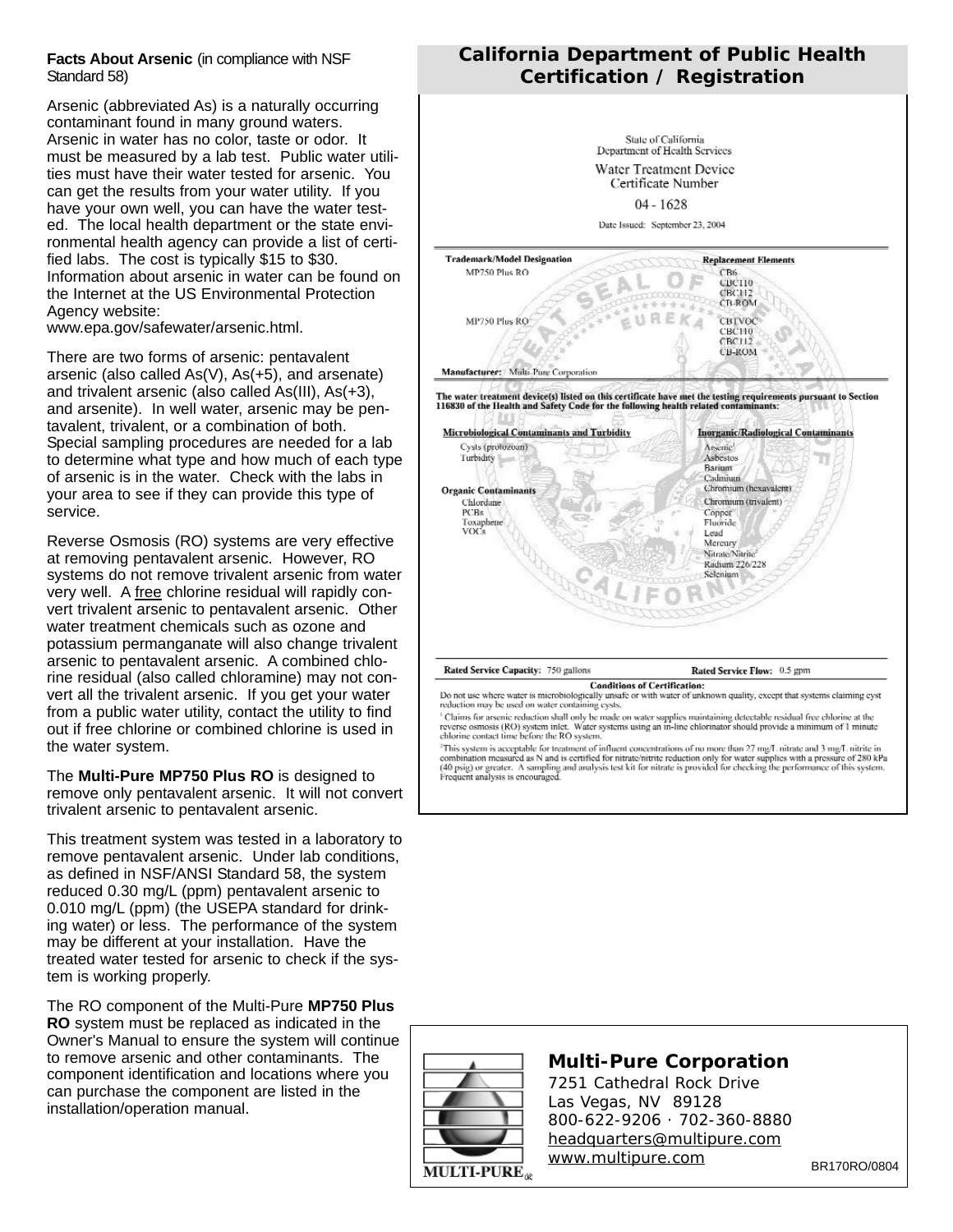**Facts About Arsenic** (in compliance with NSF Standard 58)

Arsenic (abbreviated As) is a naturally occurring contaminant found in many ground waters. Arsenic in water has no color, taste or odor. It must be measured by a lab test. Public water utilities must have their water tested for arsenic. You can get the results from your water utility. If you have your own well, you can have the water tested. The local health department or the state environmental health agency can provide a list of certified labs. The cost is typically $15 to $30. Information about arsenic in water can be found on the Internet at the US Environmental Protection Agency website: www.epa.gov/safewater/arsenic.html.

There are two forms of arsenic: pentavalent arsenic (also called As(V), As(+5), and arsenate) and trivalent arsenic (also called As(III), As(+3), and arsenite). In well water, arsenic may be pentavalent, trivalent, or a combination of both. Special sampling procedures are needed for a lab to determine what type and how much of each type of arsenic is in the water. Check with the labs in your area to see if they can provide this type of service.

Reverse Osmosis (RO) systems are very effective at removing pentavalent arsenic. However, RO systems do not remove trivalent arsenic from water very well. A free chlorine residual will rapidly convert trivalent arsenic to pentavalent arsenic. Other water treatment chemicals such as ozone and potassium permanganate will also change trivalent arsenic to pentavalent arsenic. A combined chlorine residual (also called chloramine) may not convert all the trivalent arsenic. If you get your water from a public water utility, contact the utility to find out if free chlorine or combined chlorine is used in the water system.

The **Multi-Pure MP750 Plus RO** is designed to remove only pentavalent arsenic. It will not convert trivalent arsenic to pentavalent arsenic.

This treatment system was tested in a laboratory to remove pentavalent arsenic. Under lab conditions, as defined in NSF/ANSI Standard 58, the system reduced 0.30 mg/L (ppm) pentavalent arsenic to 0.010 mg/L (ppm) (the USEPA standard for drinking water) or less. The performance of the system may be different at your installation. Have the treated water tested for arsenic to check if the system is working properly.

The RO component of the Multi-Pure **MP750 Plus RO** system must be replaced as indicated in the Owner's Manual to ensure the system will continue to remove arsenic and other contaminants. The component identification and locations where you can purchase the component are listed in the installation/operation manual.

## California Department of Public Health Certification / Registration

State of California
Department of Health Services

Water Treatment Device
Certificate Number

04 - 1628

Date Issued: September 23, 2004

| Trademark/Model Designation | Replacement Elements |
|---|---|
| MP750 Plus RO | CB6, CBC110, CBC112, CB-ROM |
| MP750 Plus RO | CBTVOC, CBC110, CBC112, CB-ROM |

**Manufacturer:** Multi-Pure Corporation

**The water treatment device(s) listed on this certificate have met the testing requirements pursuant to Section 116830 of the Health and Safety Code for the following health related contaminants:**

**Microbiological Contaminants and Turbidity**
- Cysts (protozoan)
- Turbidity

**Organic Contaminants**
- Chlordane
- PCBs
- Toxaphene
- VOCs

**Inorganic/Radiological Contaminants**
- Arsenic[1]
- Asbestos
- Barium
- Cadmium
- Chromium (hexavalent)
- Chromium (trivalent)
- Copper
- Fluoride
- Lead
- Mercury
- Nitrate/Nitrite[2]
- Radium 226/228
- Selenium

**Rated Service Capacity:** 750 gallons　　**Rated Service Flow:** 0.5 gpm

**Conditions of Certification:**

Do not use where water is microbiologically unsafe or with water of unknown quality, except that systems claiming cyst reduction may be used on water containing cysts.

[1] Claims for arsenic reduction shall only be made on water supplies maintaining detectable residual free chlorine at the reverse osmosis (RO) system inlet. Water systems using an in-line chlorinator should provide a minimum of 1 minute chlorine contact time before the RO system.

[2] This system is acceptable for treatment of influent concentrations of no more than 27 mg/L nitrate and 3 mg/L nitrite in combination measured as N and is certified for nitrate/nitrite reduction only for water supplies with a pressure of 280 kPa (40 psig) or greater. A sampling and analysis test kit for nitrate is provided for checking the performance of this system. Frequent analysis is encouraged.

**Multi-Pure Corporation**
7251 Cathedral Rock Drive
Las Vegas, NV 89128
800-622-9206 · 702-360-8880
headquarters@multipure.com
www.multipure.com

MULTI-PURE®

BR170RO/0804